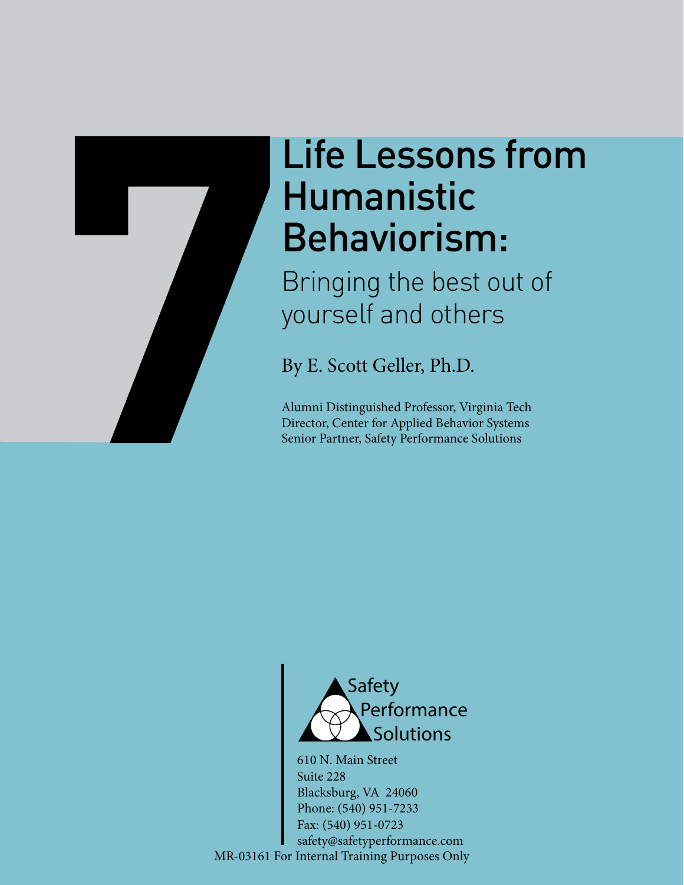# 7 Life Lessons from Humanistic Behaviorism:

## Bringing the best out of yourself and others

By E. Scott Geller, Ph.D.

Alumni Distinguished Professor, Virginia Tech
Director, Center for Applied Behavior Systems
Senior Partner, Safety Performance Solutions

Safety Performance Solutions

610 N. Main Street
Suite 228
Blacksburg, VA 24060
Phone: (540) 951-7233
Fax: (540) 951-0723
safety@safetyperformance.com

MR-03161 For Internal Training Purposes Only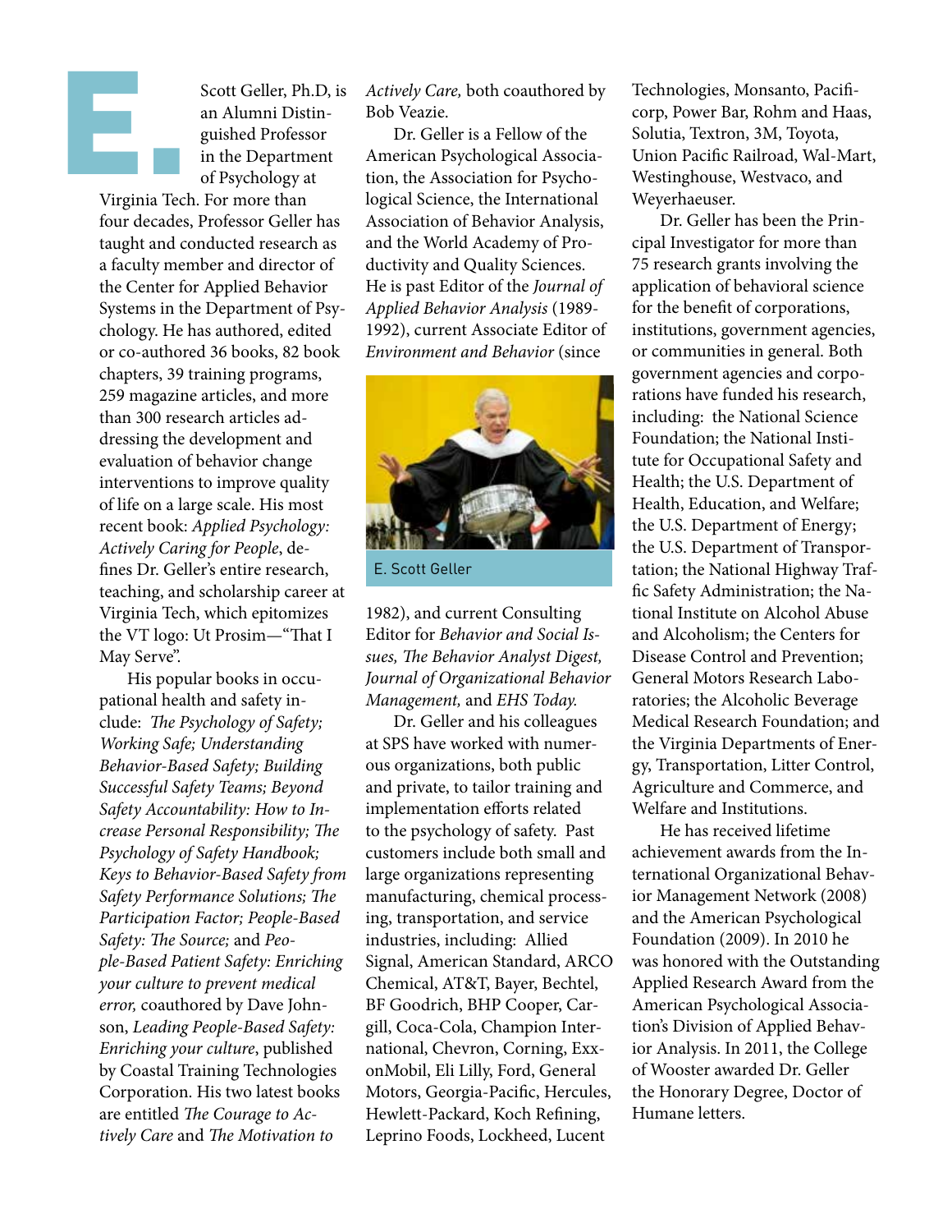E. Scott Geller, Ph.D, is an Alumni Distinguished Professor in the Department of Psychology at Virginia Tech. For more than four decades, Professor Geller has taught and conducted research as a faculty member and director of the Center for Applied Behavior Systems in the Department of Psychology. He has authored, edited or co-authored 36 books, 82 book chapters, 39 training programs, 259 magazine articles, and more than 300 research articles addressing the development and evaluation of behavior change interventions to improve quality of life on a large scale. His most recent book: *Applied Psychology: Actively Caring for People*, defines Dr. Geller's entire research, teaching, and scholarship career at Virginia Tech, which epitomizes the VT logo: Ut Prosim—"That I May Serve".

His popular books in occupational health and safety include: *The Psychology of Safety; Working Safe; Understanding Behavior-Based Safety; Building Successful Safety Teams; Beyond Safety Accountability: How to Increase Personal Responsibility; The Psychology of Safety Handbook; Keys to Behavior-Based Safety from Safety Performance Solutions; The Participation Factor; People-Based Safety: The Source;* and *People-Based Patient Safety: Enriching your culture to prevent medical error,* coauthored by Dave Johnson, *Leading People-Based Safety: Enriching your culture*, published by Coastal Training Technologies Corporation. His two latest books are entitled *The Courage to Actively Care* and *The Motivation to Actively Care,* both coauthored by Bob Veazie.

Dr. Geller is a Fellow of the American Psychological Association, the Association for Psychological Science, the International Association of Behavior Analysis, and the World Academy of Productivity and Quality Sciences. He is past Editor of the *Journal of Applied Behavior Analysis* (1989-1992), current Associate Editor of *Environment and Behavior* (since 1982), and current Consulting Editor for *Behavior and Social Issues, The Behavior Analyst Digest, Journal of Organizational Behavior Management,* and *EHS Today.*

E. Scott Geller

Dr. Geller and his colleagues at SPS have worked with numerous organizations, both public and private, to tailor training and implementation efforts related to the psychology of safety. Past customers include both small and large organizations representing manufacturing, chemical processing, transportation, and service industries, including: Allied Signal, American Standard, ARCO Chemical, AT&T, Bayer, Bechtel, BF Goodrich, BHP Cooper, Cargill, Coca-Cola, Champion International, Chevron, Corning, ExxonMobil, Eli Lilly, Ford, General Motors, Georgia-Pacific, Hercules, Hewlett-Packard, Koch Refining, Leprino Foods, Lockheed, Lucent Technologies, Monsanto, Pacificorp, Power Bar, Rohm and Haas, Solutia, Textron, 3M, Toyota, Union Pacific Railroad, Wal-Mart, Westinghouse, Westvaco, and Weyerhaeuser.

Dr. Geller has been the Principal Investigator for more than 75 research grants involving the application of behavioral science for the benefit of corporations, institutions, government agencies, or communities in general. Both government agencies and corporations have funded his research, including: the National Science Foundation; the National Institute for Occupational Safety and Health; the U.S. Department of Health, Education, and Welfare; the U.S. Department of Energy; the U.S. Department of Transportation; the National Highway Traffic Safety Administration; the National Institute on Alcohol Abuse and Alcoholism; the Centers for Disease Control and Prevention; General Motors Research Laboratories; the Alcoholic Beverage Medical Research Foundation; and the Virginia Departments of Energy, Transportation, Litter Control, Agriculture and Commerce, and Welfare and Institutions.

He has received lifetime achievement awards from the International Organizational Behavior Management Network (2008) and the American Psychological Foundation (2009). In 2010 he was honored with the Outstanding Applied Research Award from the American Psychological Association's Division of Applied Behavior Analysis. In 2011, the College of Wooster awarded Dr. Geller the Honorary Degree, Doctor of Humane letters.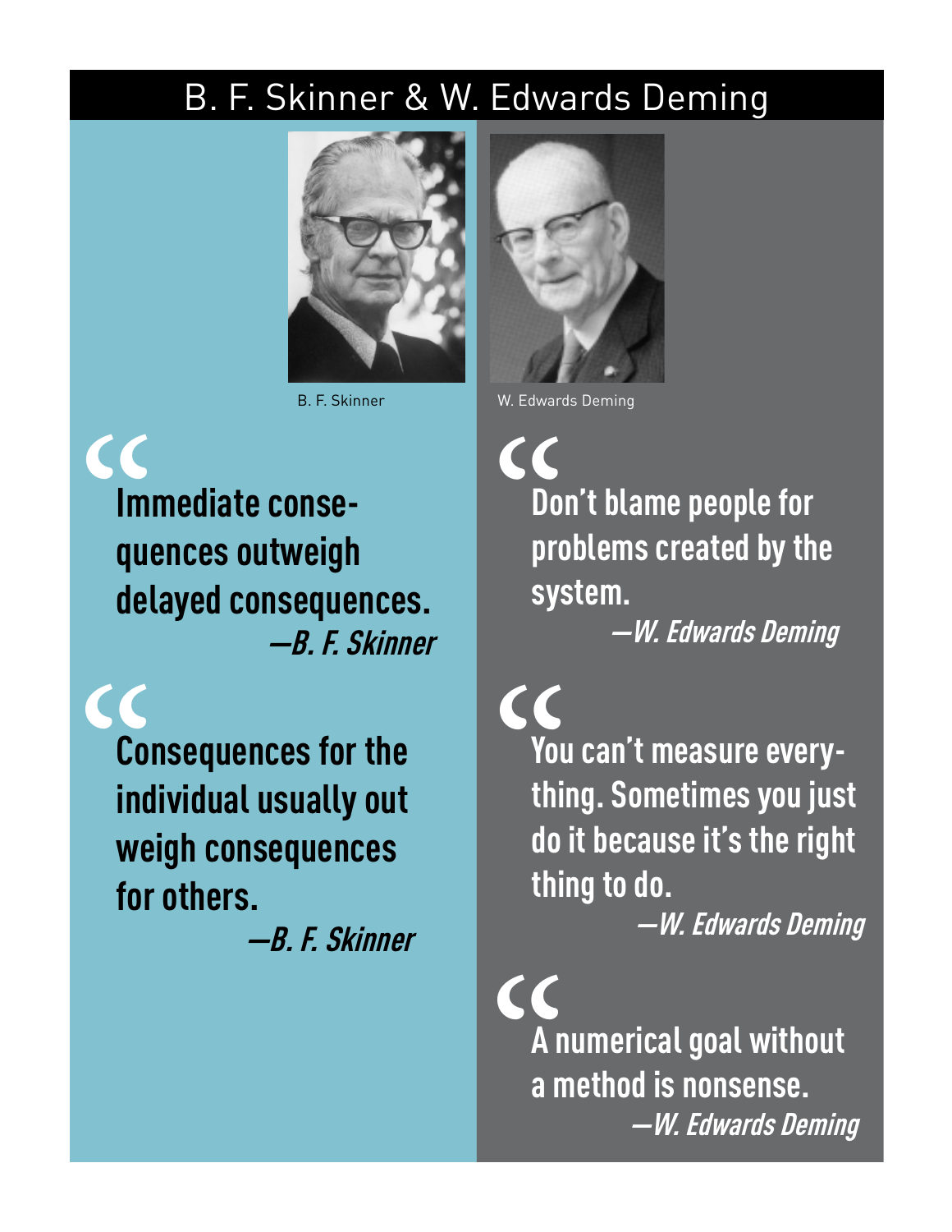# B. F. Skinner & W. Edwards Deming

B. F. Skinner

W. Edwards Deming

> **Immediate consequences outweigh delayed consequences.**
>
> ***—B. F. Skinner***

> **Consequences for the individual usually out weigh consequences for others.**
>
> ***—B. F. Skinner***

> **Don't blame people for problems created by the system.**
>
> ***—W. Edwards Deming***

> **You can't measure everything. Sometimes you just do it because it's the right thing to do.**
>
> ***—W. Edwards Deming***

> **A numerical goal without a method is nonsense.**
>
> ***—W. Edwards Deming***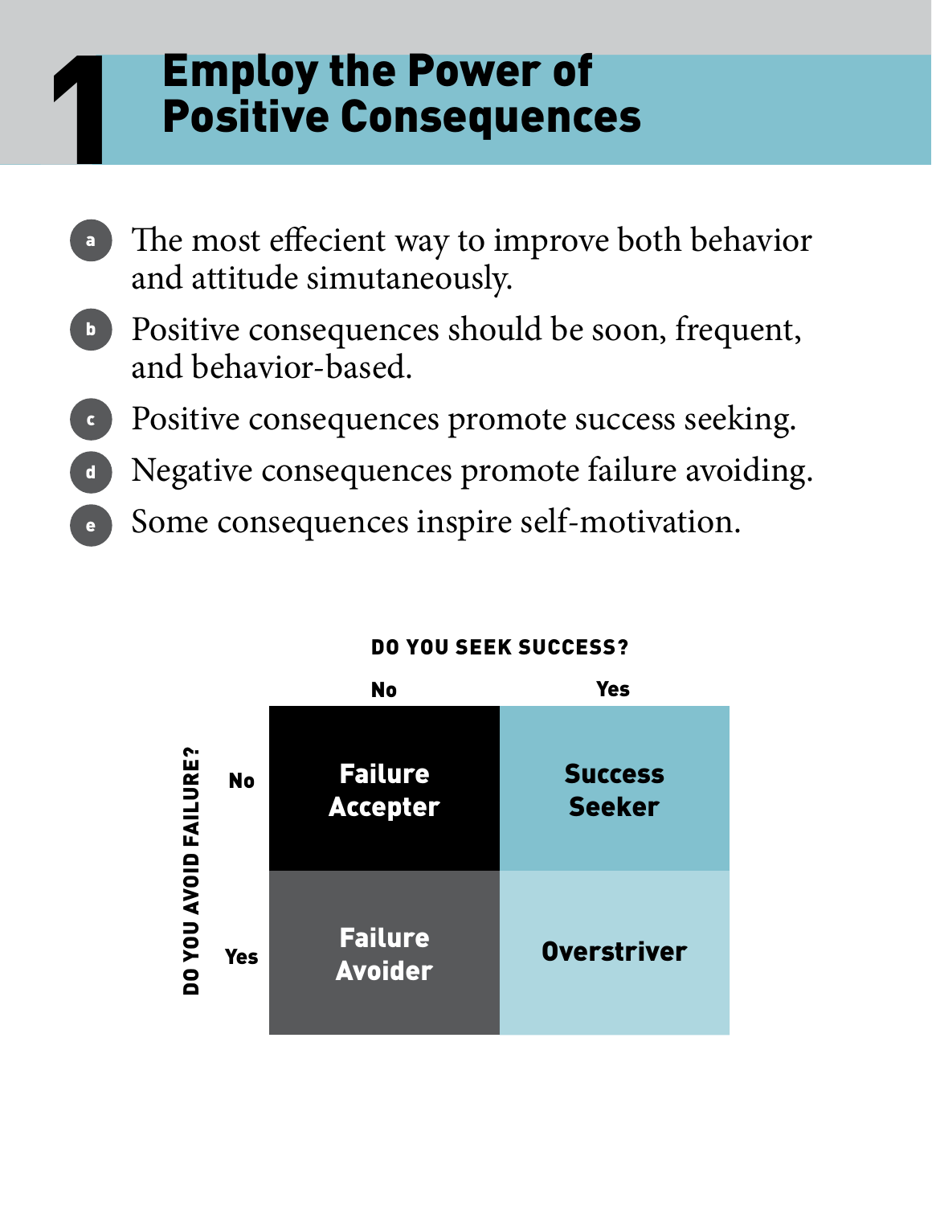# 1 Employ the Power of Positive Consequences

- **a** The most effecient way to improve both behavior and attitude simutaneously.
- **b** Positive consequences should be soon, frequent, and behavior-based.
- **c** Positive consequences promote success seeking.
- **d** Negative consequences promote failure avoiding.
- **e** Some consequences inspire self-motivation.

**DO YOU SEEK SUCCESS?**

| DO YOU AVOID FAILURE? | No | Yes |
|---|---|---|
| **No** | **Failure Accepter** | **Success Seeker** |
| **Yes** | **Failure Avoider** | **Overstriver** |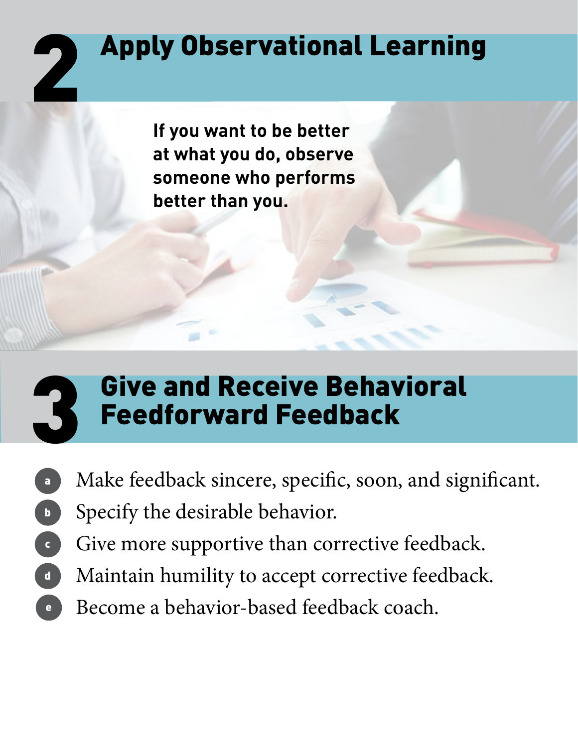## 2 Apply Observational Learning

**If you want to be better at what you do, observe someone who performs better than you.**

## 3 Give and Receive Behavioral Feedforward Feedback

- a. Make feedback sincere, specific, soon, and significant.
- b. Specify the desirable behavior.
- c. Give more supportive than corrective feedback.
- d. Maintain humility to accept corrective feedback.
- e. Become a behavior-based feedback coach.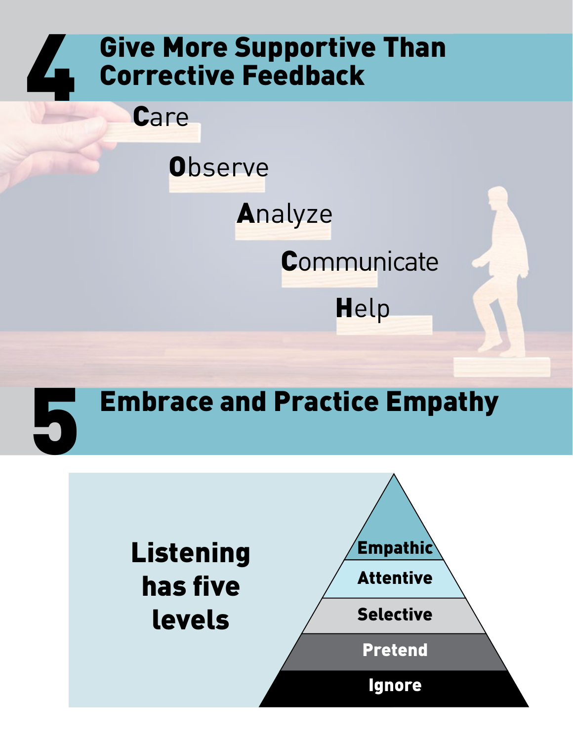## 4 Give More Supportive Than Corrective Feedback

**C**are

**O**bserve

**A**nalyze

**C**ommunicate

**H**elp

## 5 Embrace and Practice Empathy

**Listening has five levels**

Empathic

Attentive

Selective

Pretend

Ignore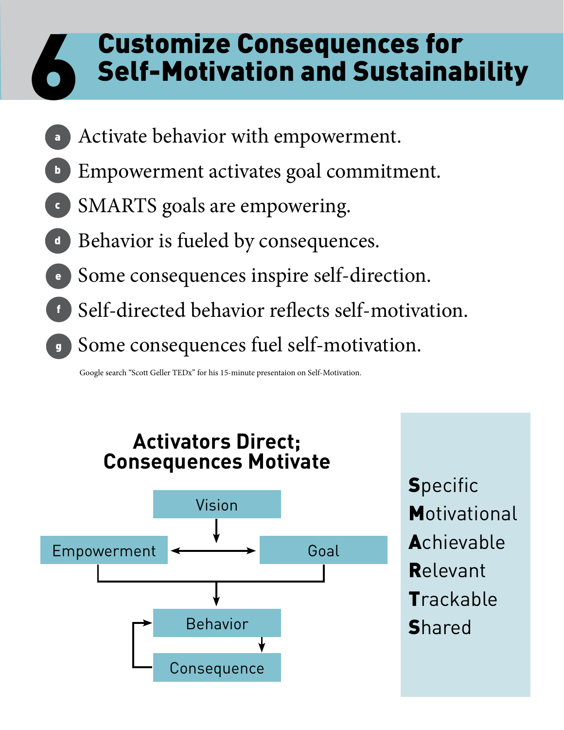# 6 Customize Consequences for Self-Motivation and Sustainability

a. Activate behavior with empowerment.
b. Empowerment activates goal commitment.
c. SMARTS goals are empowering.
d. Behavior is fueled by consequences.
e. Some consequences inspire self-direction.
f. Self-directed behavior reflects self-motivation.
g. Some consequences fuel self-motivation.

Google search "Scott Geller TEDx" for his 15-minute presentaion on Self-Motivation.

## Activators Direct; Consequences Motivate

Vision

Empowerment

Goal

Behavior

Consequence

**S**pecific
**M**otivational
**A**chievable
**R**elevant
**T**rackable
**S**hared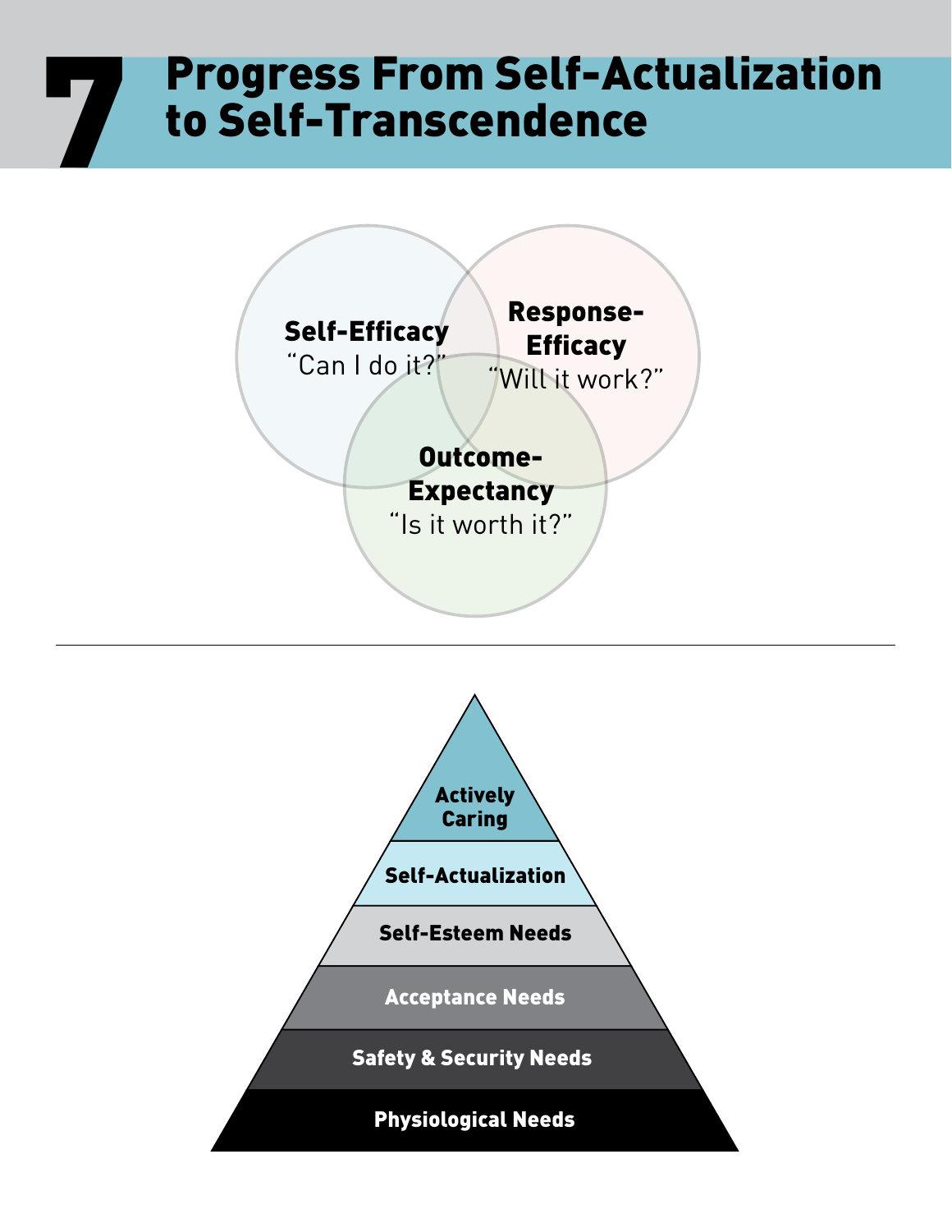# 7 Progress From Self-Actualization to Self-Transcendence

**Self-Efficacy**
"Can I do it?"

**Response-Efficacy**
"Will it work?"

**Outcome-Expectancy**
"Is it worth it?"

---

**Actively Caring**

**Self-Actualization**

**Self-Esteem Needs**

**Acceptance Needs**

**Safety & Security Needs**

**Physiological Needs**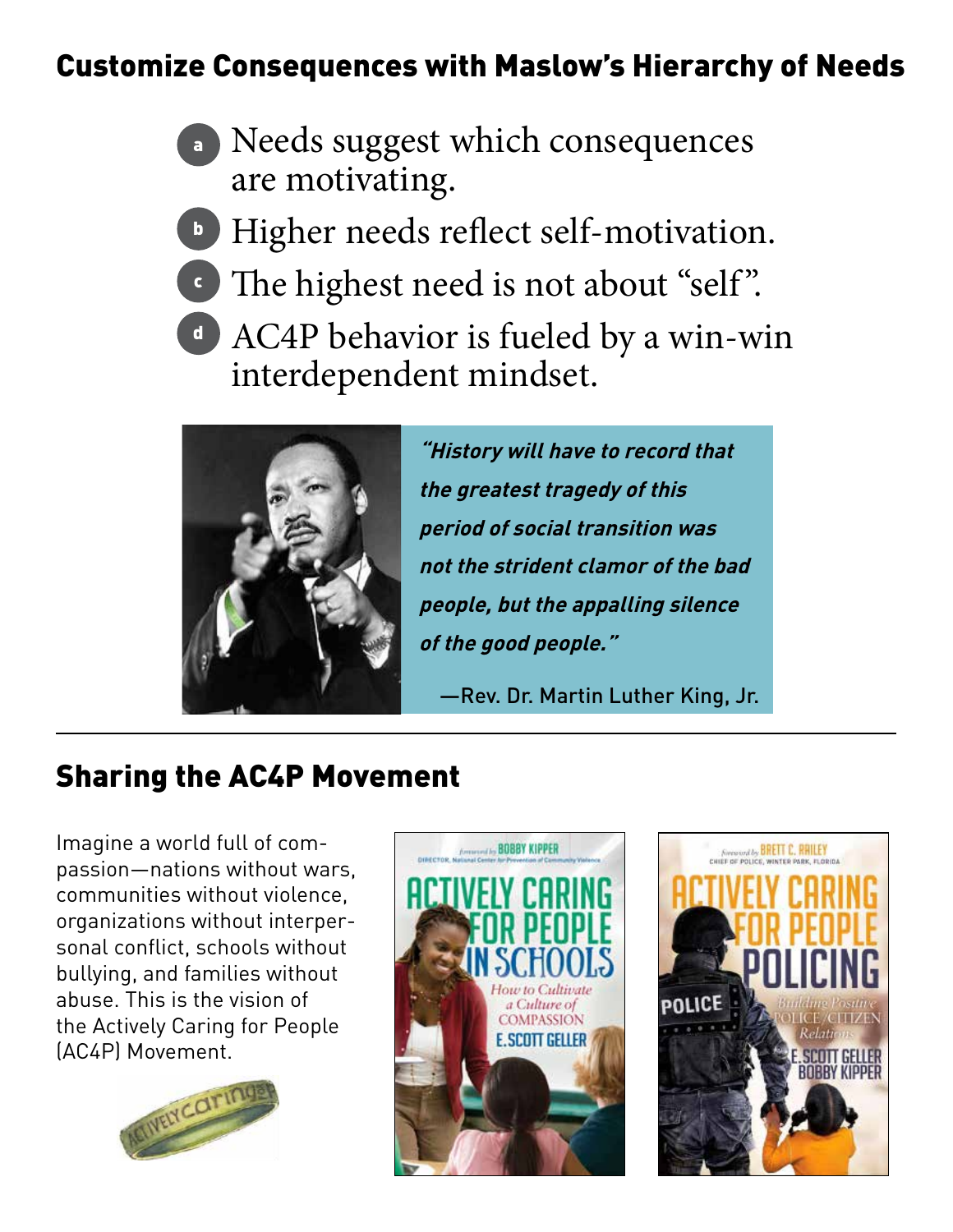## Customize Consequences with Maslow's Hierarchy of Needs

- **a** Needs suggest which consequences are motivating.
- **b** Higher needs reflect self-motivation.
- **c** The highest need is not about "self".
- **d** AC4P behavior is fueled by a win-win interdependent mindset.

> ***"History will have to record that the greatest tragedy of this period of social transition was not the strident clamor of the bad people, but the appalling silence of the good people."***
>
> —Rev. Dr. Martin Luther King, Jr.

---

## Sharing the AC4P Movement

Imagine a world full of compassion—nations without wars, communities without violence, organizations without interpersonal conflict, schools without bullying, and families without abuse. This is the vision of the Actively Caring for People (AC4P) Movement.